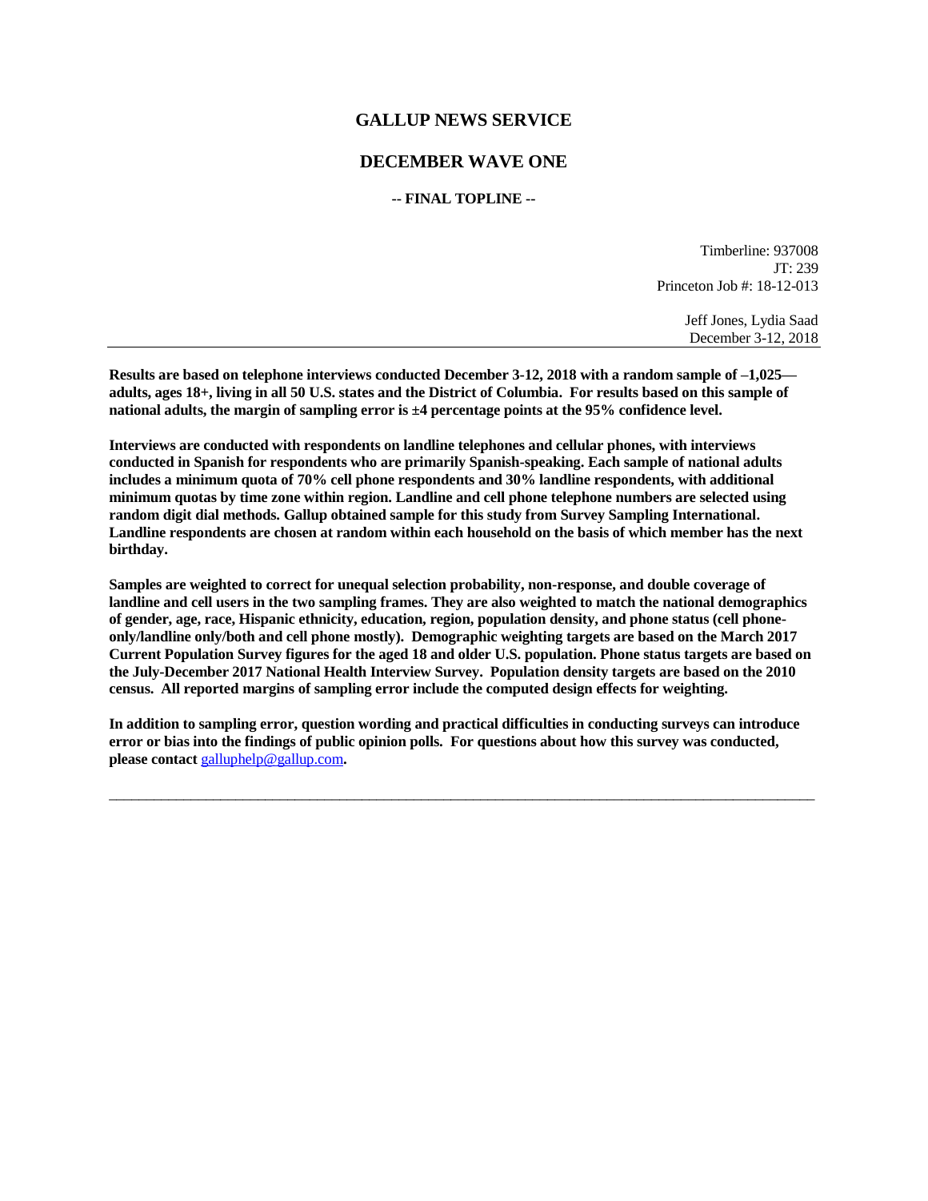# GALLUP NEWS SERVICE

## DECEMBER WAVE ONE

**-- FINAL TOPLINE --**

Timberline: 937008
JT: 239
Princeton Job #: 18-12-013

Jeff Jones, Lydia Saad
December 3-12, 2018

---

**Results are based on telephone interviews conducted December 3-12, 2018 with a random sample of –1,025—adults, ages 18+, living in all 50 U.S. states and the District of Columbia. For results based on this sample of national adults, the margin of sampling error is ±4 percentage points at the 95% confidence level.**

**Interviews are conducted with respondents on landline telephones and cellular phones, with interviews conducted in Spanish for respondents who are primarily Spanish-speaking. Each sample of national adults includes a minimum quota of 70% cell phone respondents and 30% landline respondents, with additional minimum quotas by time zone within region. Landline and cell phone telephone numbers are selected using random digit dial methods. Gallup obtained sample for this study from Survey Sampling International. Landline respondents are chosen at random within each household on the basis of which member has the next birthday.**

**Samples are weighted to correct for unequal selection probability, non-response, and double coverage of landline and cell users in the two sampling frames. They are also weighted to match the national demographics of gender, age, race, Hispanic ethnicity, education, region, population density, and phone status (cell phone-only/landline only/both and cell phone mostly). Demographic weighting targets are based on the March 2017 Current Population Survey figures for the aged 18 and older U.S. population. Phone status targets are based on the July-December 2017 National Health Interview Survey. Population density targets are based on the 2010 census. All reported margins of sampling error include the computed design effects for weighting.**

**In addition to sampling error, question wording and practical difficulties in conducting surveys can introduce error or bias into the findings of public opinion polls. For questions about how this survey was conducted, please contact** galluphelp@gallup.com**.**

---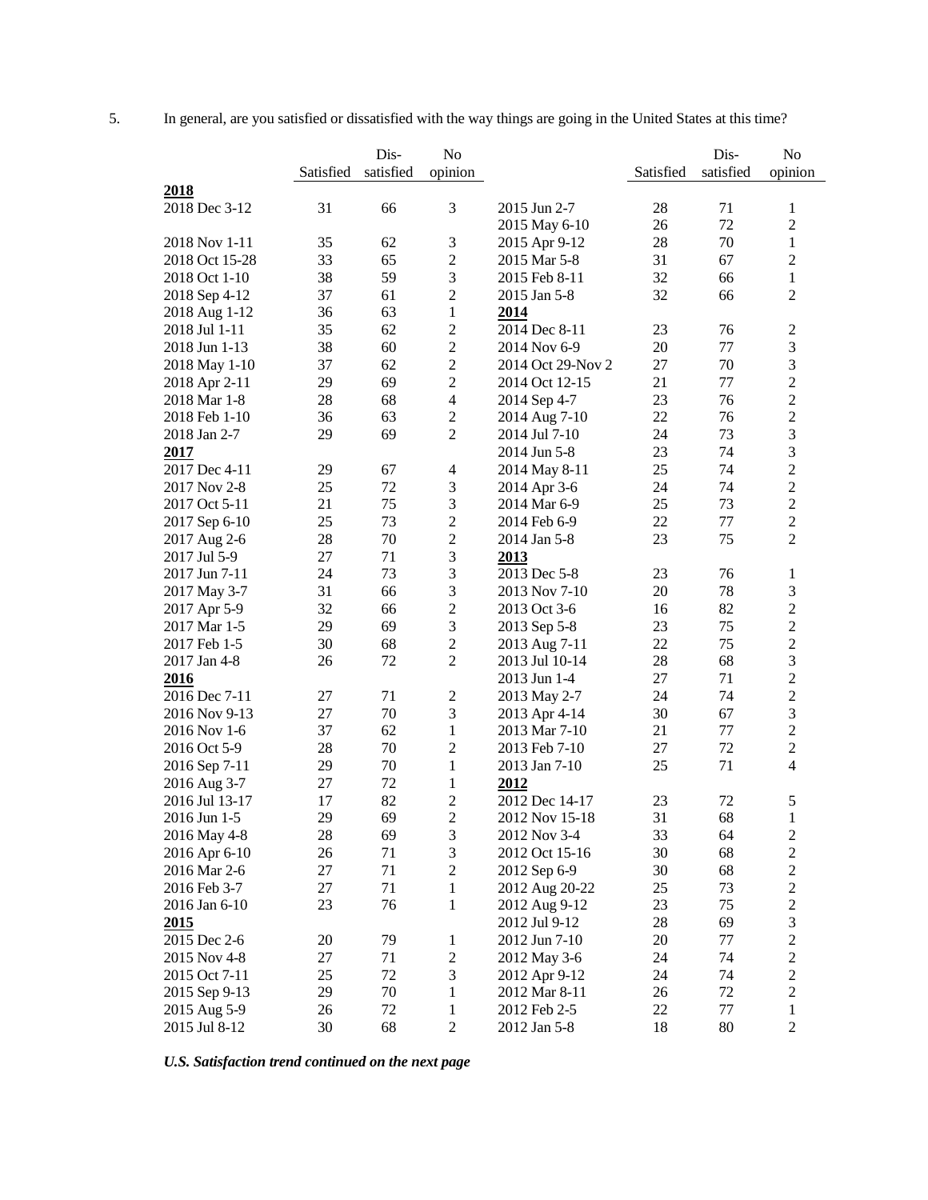5. In general, are you satisfied or dissatisfied with the way things are going in the United States at this time?

| | Satisfied | Dis-satisfied | No opinion |
|---|---|---|---|
| **2018** | | | |
| 2018 Dec 3-12 | 31 | 66 | 3 |
| 2018 Nov 1-11 | 35 | 62 | 3 |
| 2018 Oct 15-28 | 33 | 65 | 2 |
| 2018 Oct 1-10 | 38 | 59 | 3 |
| 2018 Sep 4-12 | 37 | 61 | 2 |
| 2018 Aug 1-12 | 36 | 63 | 1 |
| 2018 Jul 1-11 | 35 | 62 | 2 |
| 2018 Jun 1-13 | 38 | 60 | 2 |
| 2018 May 1-10 | 37 | 62 | 2 |
| 2018 Apr 2-11 | 29 | 69 | 2 |
| 2018 Mar 1-8 | 28 | 68 | 4 |
| 2018 Feb 1-10 | 36 | 63 | 2 |
| 2018 Jan 2-7 | 29 | 69 | 2 |
| **2017** | | | |
| 2017 Dec 4-11 | 29 | 67 | 4 |
| 2017 Nov 2-8 | 25 | 72 | 3 |
| 2017 Oct 5-11 | 21 | 75 | 3 |
| 2017 Sep 6-10 | 25 | 73 | 2 |
| 2017 Aug 2-6 | 28 | 70 | 2 |
| 2017 Jul 5-9 | 27 | 71 | 3 |
| 2017 Jun 7-11 | 24 | 73 | 3 |
| 2017 May 3-7 | 31 | 66 | 3 |
| 2017 Apr 5-9 | 32 | 66 | 2 |
| 2017 Mar 1-5 | 29 | 69 | 3 |
| 2017 Feb 1-5 | 30 | 68 | 2 |
| 2017 Jan 4-8 | 26 | 72 | 2 |
| **2016** | | | |
| 2016 Dec 7-11 | 27 | 71 | 2 |
| 2016 Nov 9-13 | 27 | 70 | 3 |
| 2016 Nov 1-6 | 37 | 62 | 1 |
| 2016 Oct 5-9 | 28 | 70 | 2 |
| 2016 Sep 7-11 | 29 | 70 | 1 |
| 2016 Aug 3-7 | 27 | 72 | 1 |
| 2016 Jul 13-17 | 17 | 82 | 2 |
| 2016 Jun 1-5 | 29 | 69 | 2 |
| 2016 May 4-8 | 28 | 69 | 3 |
| 2016 Apr 6-10 | 26 | 71 | 3 |
| 2016 Mar 2-6 | 27 | 71 | 2 |
| 2016 Feb 3-7 | 27 | 71 | 1 |
| 2016 Jan 6-10 | 23 | 76 | 1 |
| **2015** | | | |
| 2015 Dec 2-6 | 20 | 79 | 1 |
| 2015 Nov 4-8 | 27 | 71 | 2 |
| 2015 Oct 7-11 | 25 | 72 | 3 |
| 2015 Sep 9-13 | 29 | 70 | 1 |
| 2015 Aug 5-9 | 26 | 72 | 1 |
| 2015 Jul 8-12 | 30 | 68 | 2 |
| 2015 Jun 2-7 | 28 | 71 | 1 |
| 2015 May 6-10 | 26 | 72 | 2 |
| 2015 Apr 9-12 | 28 | 70 | 1 |
| 2015 Mar 5-8 | 31 | 67 | 2 |
| 2015 Feb 8-11 | 32 | 66 | 1 |
| 2015 Jan 5-8 | 32 | 66 | 2 |
| **2014** | | | |
| 2014 Dec 8-11 | 23 | 76 | 2 |
| 2014 Nov 6-9 | 20 | 77 | 3 |
| 2014 Oct 29-Nov 2 | 27 | 70 | 3 |
| 2014 Oct 12-15 | 21 | 77 | 2 |
| 2014 Sep 4-7 | 23 | 76 | 2 |
| 2014 Aug 7-10 | 22 | 76 | 2 |
| 2014 Jul 7-10 | 24 | 73 | 3 |
| 2014 Jun 5-8 | 23 | 74 | 3 |
| 2014 May 8-11 | 25 | 74 | 2 |
| 2014 Apr 3-6 | 24 | 74 | 2 |
| 2014 Mar 6-9 | 25 | 73 | 2 |
| 2014 Feb 6-9 | 22 | 77 | 2 |
| 2014 Jan 5-8 | 23 | 75 | 2 |
| **2013** | | | |
| 2013 Dec 5-8 | 23 | 76 | 1 |
| 2013 Nov 7-10 | 20 | 78 | 3 |
| 2013 Oct 3-6 | 16 | 82 | 2 |
| 2013 Sep 5-8 | 23 | 75 | 2 |
| 2013 Aug 7-11 | 22 | 75 | 2 |
| 2013 Jul 10-14 | 28 | 68 | 3 |
| 2013 Jun 1-4 | 27 | 71 | 2 |
| 2013 May 2-7 | 24 | 74 | 2 |
| 2013 Apr 4-14 | 30 | 67 | 3 |
| 2013 Mar 7-10 | 21 | 77 | 2 |
| 2013 Feb 7-10 | 27 | 72 | 2 |
| 2013 Jan 7-10 | 25 | 71 | 4 |
| **2012** | | | |
| 2012 Dec 14-17 | 23 | 72 | 5 |
| 2012 Nov 15-18 | 31 | 68 | 1 |
| 2012 Nov 3-4 | 33 | 64 | 2 |
| 2012 Oct 15-16 | 30 | 68 | 2 |
| 2012 Sep 6-9 | 30 | 68 | 2 |
| 2012 Aug 20-22 | 25 | 73 | 2 |
| 2012 Aug 9-12 | 23 | 75 | 2 |
| 2012 Jul 9-12 | 28 | 69 | 3 |
| 2012 Jun 7-10 | 20 | 77 | 2 |
| 2012 May 3-6 | 24 | 74 | 2 |
| 2012 Apr 9-12 | 24 | 74 | 2 |
| 2012 Mar 8-11 | 26 | 72 | 2 |
| 2012 Feb 2-5 | 22 | 77 | 1 |
| 2012 Jan 5-8 | 18 | 80 | 2 |

***U.S. Satisfaction trend continued on the next page***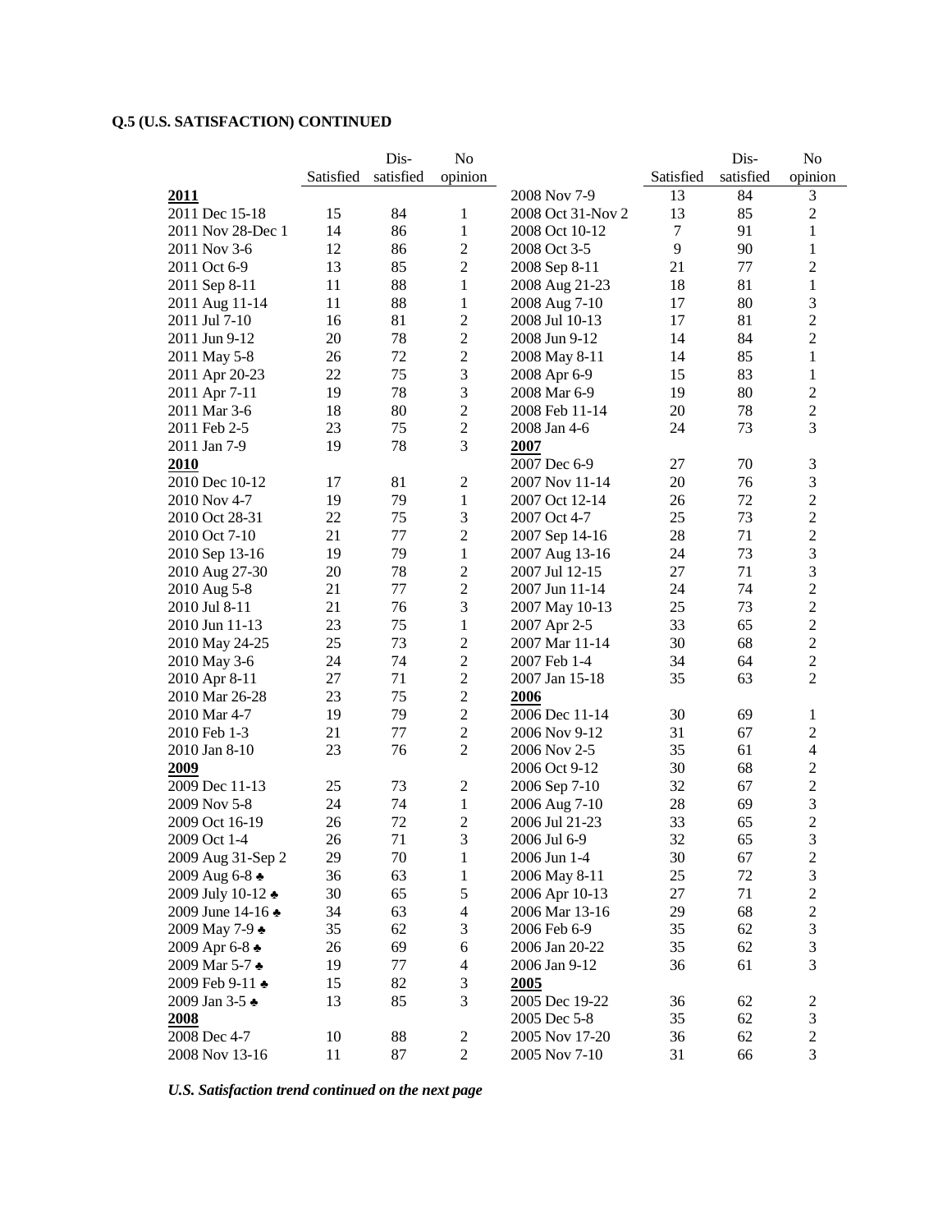**Q.5 (U.S. SATISFACTION) CONTINUED**

| | Satisfied | Dis-satisfied | No opinion |
|---|---|---|---|
| **2011** | | | |
| 2011 Dec 15-18 | 15 | 84 | 1 |
| 2011 Nov 28-Dec 1 | 14 | 86 | 1 |
| 2011 Nov 3-6 | 12 | 86 | 2 |
| 2011 Oct 6-9 | 13 | 85 | 2 |
| 2011 Sep 8-11 | 11 | 88 | 1 |
| 2011 Aug 11-14 | 11 | 88 | 1 |
| 2011 Jul 7-10 | 16 | 81 | 2 |
| 2011 Jun 9-12 | 20 | 78 | 2 |
| 2011 May 5-8 | 26 | 72 | 2 |
| 2011 Apr 20-23 | 22 | 75 | 3 |
| 2011 Apr 7-11 | 19 | 78 | 3 |
| 2011 Mar 3-6 | 18 | 80 | 2 |
| 2011 Feb 2-5 | 23 | 75 | 2 |
| 2011 Jan 7-9 | 19 | 78 | 3 |
| **2010** | | | |
| 2010 Dec 10-12 | 17 | 81 | 2 |
| 2010 Nov 4-7 | 19 | 79 | 1 |
| 2010 Oct 28-31 | 22 | 75 | 3 |
| 2010 Oct 7-10 | 21 | 77 | 2 |
| 2010 Sep 13-16 | 19 | 79 | 1 |
| 2010 Aug 27-30 | 20 | 78 | 2 |
| 2010 Aug 5-8 | 21 | 77 | 2 |
| 2010 Jul 8-11 | 21 | 76 | 3 |
| 2010 Jun 11-13 | 23 | 75 | 1 |
| 2010 May 24-25 | 25 | 73 | 2 |
| 2010 May 3-6 | 24 | 74 | 2 |
| 2010 Apr 8-11 | 27 | 71 | 2 |
| 2010 Mar 26-28 | 23 | 75 | 2 |
| 2010 Mar 4-7 | 19 | 79 | 2 |
| 2010 Feb 1-3 | 21 | 77 | 2 |
| 2010 Jan 8-10 | 23 | 76 | 2 |
| **2009** | | | |
| 2009 Dec 11-13 | 25 | 73 | 2 |
| 2009 Nov 5-8 | 24 | 74 | 1 |
| 2009 Oct 16-19 | 26 | 72 | 2 |
| 2009 Oct 1-4 | 26 | 71 | 3 |
| 2009 Aug 31-Sep 2 | 29 | 70 | 1 |
| 2009 Aug 6-8 ♣ | 36 | 63 | 1 |
| 2009 July 10-12 ♣ | 30 | 65 | 5 |
| 2009 June 14-16 ♣ | 34 | 63 | 4 |
| 2009 May 7-9 ♣ | 35 | 62 | 3 |
| 2009 Apr 6-8 ♣ | 26 | 69 | 6 |
| 2009 Mar 5-7 ♣ | 19 | 77 | 4 |
| 2009 Feb 9-11 ♣ | 15 | 82 | 3 |
| 2009 Jan 3-5 ♣ | 13 | 85 | 3 |
| **2008** | | | |
| 2008 Dec 4-7 | 10 | 88 | 2 |
| 2008 Nov 13-16 | 11 | 87 | 2 |
| 2008 Nov 7-9 | 13 | 84 | 3 |
| 2008 Oct 31-Nov 2 | 13 | 85 | 2 |
| 2008 Oct 10-12 | 7 | 91 | 1 |
| 2008 Oct 3-5 | 9 | 90 | 1 |
| 2008 Sep 8-11 | 21 | 77 | 2 |
| 2008 Aug 21-23 | 18 | 81 | 1 |
| 2008 Aug 7-10 | 17 | 80 | 3 |
| 2008 Jul 10-13 | 17 | 81 | 2 |
| 2008 Jun 9-12 | 14 | 84 | 2 |
| 2008 May 8-11 | 14 | 85 | 1 |
| 2008 Apr 6-9 | 15 | 83 | 1 |
| 2008 Mar 6-9 | 19 | 80 | 2 |
| 2008 Feb 11-14 | 20 | 78 | 2 |
| 2008 Jan 4-6 | 24 | 73 | 3 |
| **2007** | | | |
| 2007 Dec 6-9 | 27 | 70 | 3 |
| 2007 Nov 11-14 | 20 | 76 | 3 |
| 2007 Oct 12-14 | 26 | 72 | 2 |
| 2007 Oct 4-7 | 25 | 73 | 2 |
| 2007 Sep 14-16 | 28 | 71 | 2 |
| 2007 Aug 13-16 | 24 | 73 | 3 |
| 2007 Jul 12-15 | 27 | 71 | 3 |
| 2007 Jun 11-14 | 24 | 74 | 2 |
| 2007 May 10-13 | 25 | 73 | 2 |
| 2007 Apr 2-5 | 33 | 65 | 2 |
| 2007 Mar 11-14 | 30 | 68 | 2 |
| 2007 Feb 1-4 | 34 | 64 | 2 |
| 2007 Jan 15-18 | 35 | 63 | 2 |
| **2006** | | | |
| 2006 Dec 11-14 | 30 | 69 | 1 |
| 2006 Nov 9-12 | 31 | 67 | 2 |
| 2006 Nov 2-5 | 35 | 61 | 4 |
| 2006 Oct 9-12 | 30 | 68 | 2 |
| 2006 Sep 7-10 | 32 | 67 | 2 |
| 2006 Aug 7-10 | 28 | 69 | 3 |
| 2006 Jul 21-23 | 33 | 65 | 2 |
| 2006 Jul 6-9 | 32 | 65 | 3 |
| 2006 Jun 1-4 | 30 | 67 | 2 |
| 2006 May 8-11 | 25 | 72 | 3 |
| 2006 Apr 10-13 | 27 | 71 | 2 |
| 2006 Mar 13-16 | 29 | 68 | 2 |
| 2006 Feb 6-9 | 35 | 62 | 3 |
| 2006 Jan 20-22 | 35 | 62 | 3 |
| 2006 Jan 9-12 | 36 | 61 | 3 |
| **2005** | | | |
| 2005 Dec 19-22 | 36 | 62 | 2 |
| 2005 Dec 5-8 | 35 | 62 | 3 |
| 2005 Nov 17-20 | 36 | 62 | 2 |
| 2005 Nov 7-10 | 31 | 66 | 3 |

***U.S. Satisfaction trend continued on the next page***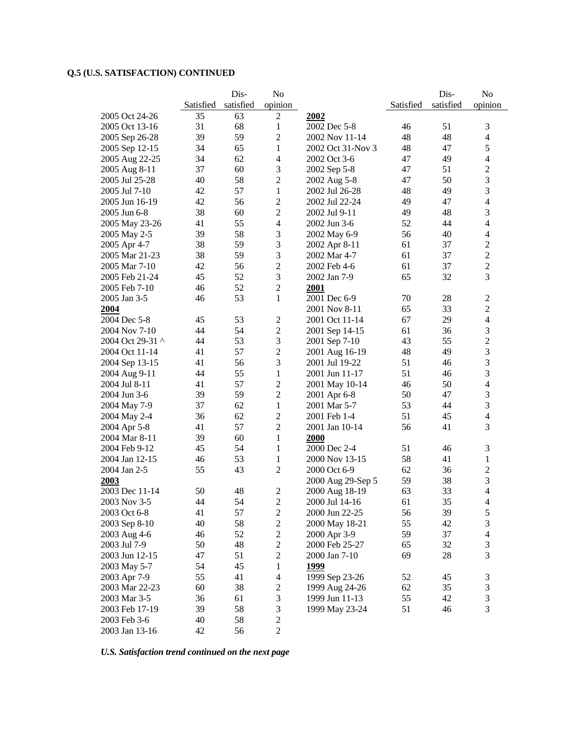**Q.5 (U.S. SATISFACTION) CONTINUED**

| | Satisfied | Dis-satisfied | No opinion |
|---|---|---|---|
| 2005 Oct 24-26 | 35 | 63 | 2 |
| 2005 Oct 13-16 | 31 | 68 | 1 |
| 2005 Sep 26-28 | 39 | 59 | 2 |
| 2005 Sep 12-15 | 34 | 65 | 1 |
| 2005 Aug 22-25 | 34 | 62 | 4 |
| 2005 Aug 8-11 | 37 | 60 | 3 |
| 2005 Jul 25-28 | 40 | 58 | 2 |
| 2005 Jul 7-10 | 42 | 57 | 1 |
| 2005 Jun 16-19 | 42 | 56 | 2 |
| 2005 Jun 6-8 | 38 | 60 | 2 |
| 2005 May 23-26 | 41 | 55 | 4 |
| 2005 May 2-5 | 39 | 58 | 3 |
| 2005 Apr 4-7 | 38 | 59 | 3 |
| 2005 Mar 21-23 | 38 | 59 | 3 |
| 2005 Mar 7-10 | 42 | 56 | 2 |
| 2005 Feb 21-24 | 45 | 52 | 3 |
| 2005 Feb 7-10 | 46 | 52 | 2 |
| 2005 Jan 3-5 | 46 | 53 | 1 |
| **2004** | | | |
| 2004 Dec 5-8 | 45 | 53 | 2 |
| 2004 Nov 7-10 | 44 | 54 | 2 |
| 2004 Oct 29-31 ^ | 44 | 53 | 3 |
| 2004 Oct 11-14 | 41 | 57 | 2 |
| 2004 Sep 13-15 | 41 | 56 | 3 |
| 2004 Aug 9-11 | 44 | 55 | 1 |
| 2004 Jul 8-11 | 41 | 57 | 2 |
| 2004 Jun 3-6 | 39 | 59 | 2 |
| 2004 May 7-9 | 37 | 62 | 1 |
| 2004 May 2-4 | 36 | 62 | 2 |
| 2004 Apr 5-8 | 41 | 57 | 2 |
| 2004 Mar 8-11 | 39 | 60 | 1 |
| 2004 Feb 9-12 | 45 | 54 | 1 |
| 2004 Jan 12-15 | 46 | 53 | 1 |
| 2004 Jan 2-5 | 55 | 43 | 2 |
| **2003** | | | |
| 2003 Dec 11-14 | 50 | 48 | 2 |
| 2003 Nov 3-5 | 44 | 54 | 2 |
| 2003 Oct 6-8 | 41 | 57 | 2 |
| 2003 Sep 8-10 | 40 | 58 | 2 |
| 2003 Aug 4-6 | 46 | 52 | 2 |
| 2003 Jul 7-9 | 50 | 48 | 2 |
| 2003 Jun 12-15 | 47 | 51 | 2 |
| 2003 May 5-7 | 54 | 45 | 1 |
| 2003 Apr 7-9 | 55 | 41 | 4 |
| 2003 Mar 22-23 | 60 | 38 | 2 |
| 2003 Mar 3-5 | 36 | 61 | 3 |
| 2003 Feb 17-19 | 39 | 58 | 3 |
| 2003 Feb 3-6 | 40 | 58 | 2 |
| 2003 Jan 13-16 | 42 | 56 | 2 |
| **2002** | | | |
| 2002 Dec 5-8 | 46 | 51 | 3 |
| 2002 Nov 11-14 | 48 | 48 | 4 |
| 2002 Oct 31-Nov 3 | 48 | 47 | 5 |
| 2002 Oct 3-6 | 47 | 49 | 4 |
| 2002 Sep 5-8 | 47 | 51 | 2 |
| 2002 Aug 5-8 | 47 | 50 | 3 |
| 2002 Jul 26-28 | 48 | 49 | 3 |
| 2002 Jul 22-24 | 49 | 47 | 4 |
| 2002 Jul 9-11 | 49 | 48 | 3 |
| 2002 Jun 3-6 | 52 | 44 | 4 |
| 2002 May 6-9 | 56 | 40 | 4 |
| 2002 Apr 8-11 | 61 | 37 | 2 |
| 2002 Mar 4-7 | 61 | 37 | 2 |
| 2002 Feb 4-6 | 61 | 37 | 2 |
| 2002 Jan 7-9 | 65 | 32 | 3 |
| **2001** | | | |
| 2001 Dec 6-9 | 70 | 28 | 2 |
| 2001 Nov 8-11 | 65 | 33 | 2 |
| 2001 Oct 11-14 | 67 | 29 | 4 |
| 2001 Sep 14-15 | 61 | 36 | 3 |
| 2001 Sep 7-10 | 43 | 55 | 2 |
| 2001 Aug 16-19 | 48 | 49 | 3 |
| 2001 Jul 19-22 | 51 | 46 | 3 |
| 2001 Jun 11-17 | 51 | 46 | 3 |
| 2001 May 10-14 | 46 | 50 | 4 |
| 2001 Apr 6-8 | 50 | 47 | 3 |
| 2001 Mar 5-7 | 53 | 44 | 3 |
| 2001 Feb 1-4 | 51 | 45 | 4 |
| 2001 Jan 10-14 | 56 | 41 | 3 |
| **2000** | | | |
| 2000 Dec 2-4 | 51 | 46 | 3 |
| 2000 Nov 13-15 | 58 | 41 | 1 |
| 2000 Oct 6-9 | 62 | 36 | 2 |
| 2000 Aug 29-Sep 5 | 59 | 38 | 3 |
| 2000 Aug 18-19 | 63 | 33 | 4 |
| 2000 Jul 14-16 | 61 | 35 | 4 |
| 2000 Jun 22-25 | 56 | 39 | 5 |
| 2000 May 18-21 | 55 | 42 | 3 |
| 2000 Apr 3-9 | 59 | 37 | 4 |
| 2000 Feb 25-27 | 65 | 32 | 3 |
| 2000 Jan 7-10 | 69 | 28 | 3 |
| **1999** | | | |
| 1999 Sep 23-26 | 52 | 45 | 3 |
| 1999 Aug 24-26 | 62 | 35 | 3 |
| 1999 Jun 11-13 | 55 | 42 | 3 |
| 1999 May 23-24 | 51 | 46 | 3 |

***U.S. Satisfaction trend continued on the next page***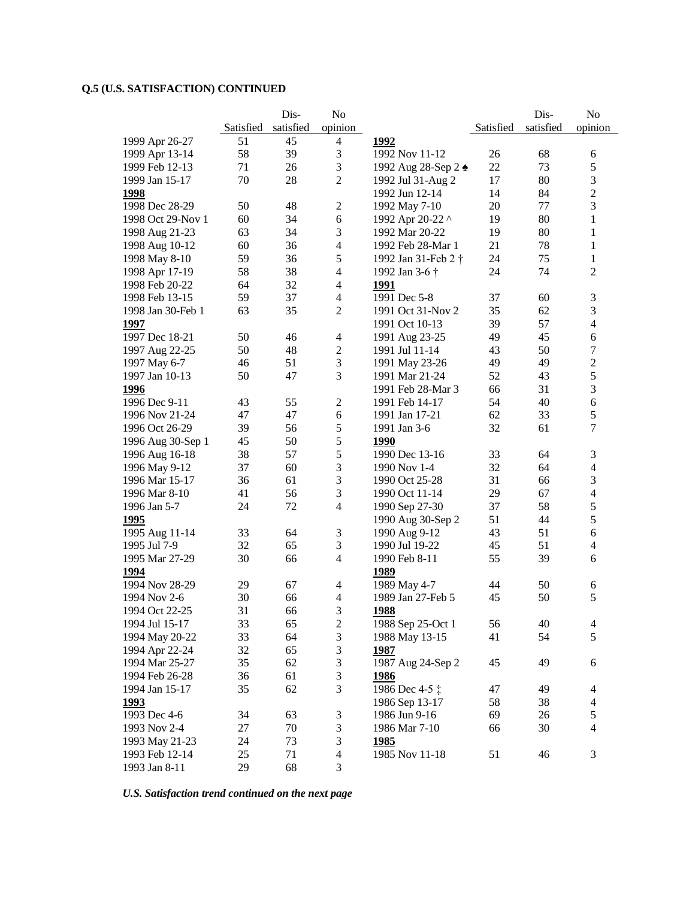**Q.5 (U.S. SATISFACTION) CONTINUED**

| | Satisfied | Dis-satisfied | No opinion |
|---|---|---|---|
| 1999 Apr 26-27 | 51 | 45 | 4 |
| 1999 Apr 13-14 | 58 | 39 | 3 |
| 1999 Feb 12-13 | 71 | 26 | 3 |
| 1999 Jan 15-17 | 70 | 28 | 2 |
| **1998** | | | |
| 1998 Dec 28-29 | 50 | 48 | 2 |
| 1998 Oct 29-Nov 1 | 60 | 34 | 6 |
| 1998 Aug 21-23 | 63 | 34 | 3 |
| 1998 Aug 10-12 | 60 | 36 | 4 |
| 1998 May 8-10 | 59 | 36 | 5 |
| 1998 Apr 17-19 | 58 | 38 | 4 |
| 1998 Feb 20-22 | 64 | 32 | 4 |
| 1998 Feb 13-15 | 59 | 37 | 4 |
| 1998 Jan 30-Feb 1 | 63 | 35 | 2 |
| **1997** | | | |
| 1997 Dec 18-21 | 50 | 46 | 4 |
| 1997 Aug 22-25 | 50 | 48 | 2 |
| 1997 May 6-7 | 46 | 51 | 3 |
| 1997 Jan 10-13 | 50 | 47 | 3 |
| **1996** | | | |
| 1996 Dec 9-11 | 43 | 55 | 2 |
| 1996 Nov 21-24 | 47 | 47 | 6 |
| 1996 Oct 26-29 | 39 | 56 | 5 |
| 1996 Aug 30-Sep 1 | 45 | 50 | 5 |
| 1996 Aug 16-18 | 38 | 57 | 5 |
| 1996 May 9-12 | 37 | 60 | 3 |
| 1996 Mar 15-17 | 36 | 61 | 3 |
| 1996 Mar 8-10 | 41 | 56 | 3 |
| 1996 Jan 5-7 | 24 | 72 | 4 |
| **1995** | | | |
| 1995 Aug 11-14 | 33 | 64 | 3 |
| 1995 Jul 7-9 | 32 | 65 | 3 |
| 1995 Mar 27-29 | 30 | 66 | 4 |
| **1994** | | | |
| 1994 Nov 28-29 | 29 | 67 | 4 |
| 1994 Nov 2-6 | 30 | 66 | 4 |
| 1994 Oct 22-25 | 31 | 66 | 3 |
| 1994 Jul 15-17 | 33 | 65 | 2 |
| 1994 May 20-22 | 33 | 64 | 3 |
| 1994 Apr 22-24 | 32 | 65 | 3 |
| 1994 Mar 25-27 | 35 | 62 | 3 |
| 1994 Feb 26-28 | 36 | 61 | 3 |
| 1994 Jan 15-17 | 35 | 62 | 3 |
| **1993** | | | |
| 1993 Dec 4-6 | 34 | 63 | 3 |
| 1993 Nov 2-4 | 27 | 70 | 3 |
| 1993 May 21-23 | 24 | 73 | 3 |
| 1993 Feb 12-14 | 25 | 71 | 4 |
| 1993 Jan 8-11 | 29 | 68 | 3 |
| **1992** | | | |
| 1992 Nov 11-12 | 26 | 68 | 6 |
| 1992 Aug 28-Sep 2 ♠ | 22 | 73 | 5 |
| 1992 Jul 31-Aug 2 | 17 | 80 | 3 |
| 1992 Jun 12-14 | 14 | 84 | 2 |
| 1992 May 7-10 | 20 | 77 | 3 |
| 1992 Apr 20-22 ^ | 19 | 80 | 1 |
| 1992 Mar 20-22 | 19 | 80 | 1 |
| 1992 Feb 28-Mar 1 | 21 | 78 | 1 |
| 1992 Jan 31-Feb 2 † | 24 | 75 | 1 |
| 1992 Jan 3-6 † | 24 | 74 | 2 |
| **1991** | | | |
| 1991 Dec 5-8 | 37 | 60 | 3 |
| 1991 Oct 31-Nov 2 | 35 | 62 | 3 |
| 1991 Oct 10-13 | 39 | 57 | 4 |
| 1991 Aug 23-25 | 49 | 45 | 6 |
| 1991 Jul 11-14 | 43 | 50 | 7 |
| 1991 May 23-26 | 49 | 49 | 2 |
| 1991 Mar 21-24 | 52 | 43 | 5 |
| 1991 Feb 28-Mar 3 | 66 | 31 | 3 |
| 1991 Feb 14-17 | 54 | 40 | 6 |
| 1991 Jan 17-21 | 62 | 33 | 5 |
| 1991 Jan 3-6 | 32 | 61 | 7 |
| **1990** | | | |
| 1990 Dec 13-16 | 33 | 64 | 3 |
| 1990 Nov 1-4 | 32 | 64 | 4 |
| 1990 Oct 25-28 | 31 | 66 | 3 |
| 1990 Oct 11-14 | 29 | 67 | 4 |
| 1990 Sep 27-30 | 37 | 58 | 5 |
| 1990 Aug 30-Sep 2 | 51 | 44 | 5 |
| 1990 Aug 9-12 | 43 | 51 | 6 |
| 1990 Jul 19-22 | 45 | 51 | 4 |
| 1990 Feb 8-11 | 55 | 39 | 6 |
| **1989** | | | |
| 1989 May 4-7 | 44 | 50 | 6 |
| 1989 Jan 27-Feb 5 | 45 | 50 | 5 |
| **1988** | | | |
| 1988 Sep 25-Oct 1 | 56 | 40 | 4 |
| 1988 May 13-15 | 41 | 54 | 5 |
| **1987** | | | |
| 1987 Aug 24-Sep 2 | 45 | 49 | 6 |
| **1986** | | | |
| 1986 Dec 4-5 ‡ | 47 | 49 | 4 |
| 1986 Sep 13-17 | 58 | 38 | 4 |
| 1986 Jun 9-16 | 69 | 26 | 5 |
| 1986 Mar 7-10 | 66 | 30 | 4 |
| **1985** | | | |
| 1985 Nov 11-18 | 51 | 46 | 3 |

***U.S. Satisfaction trend continued on the next page***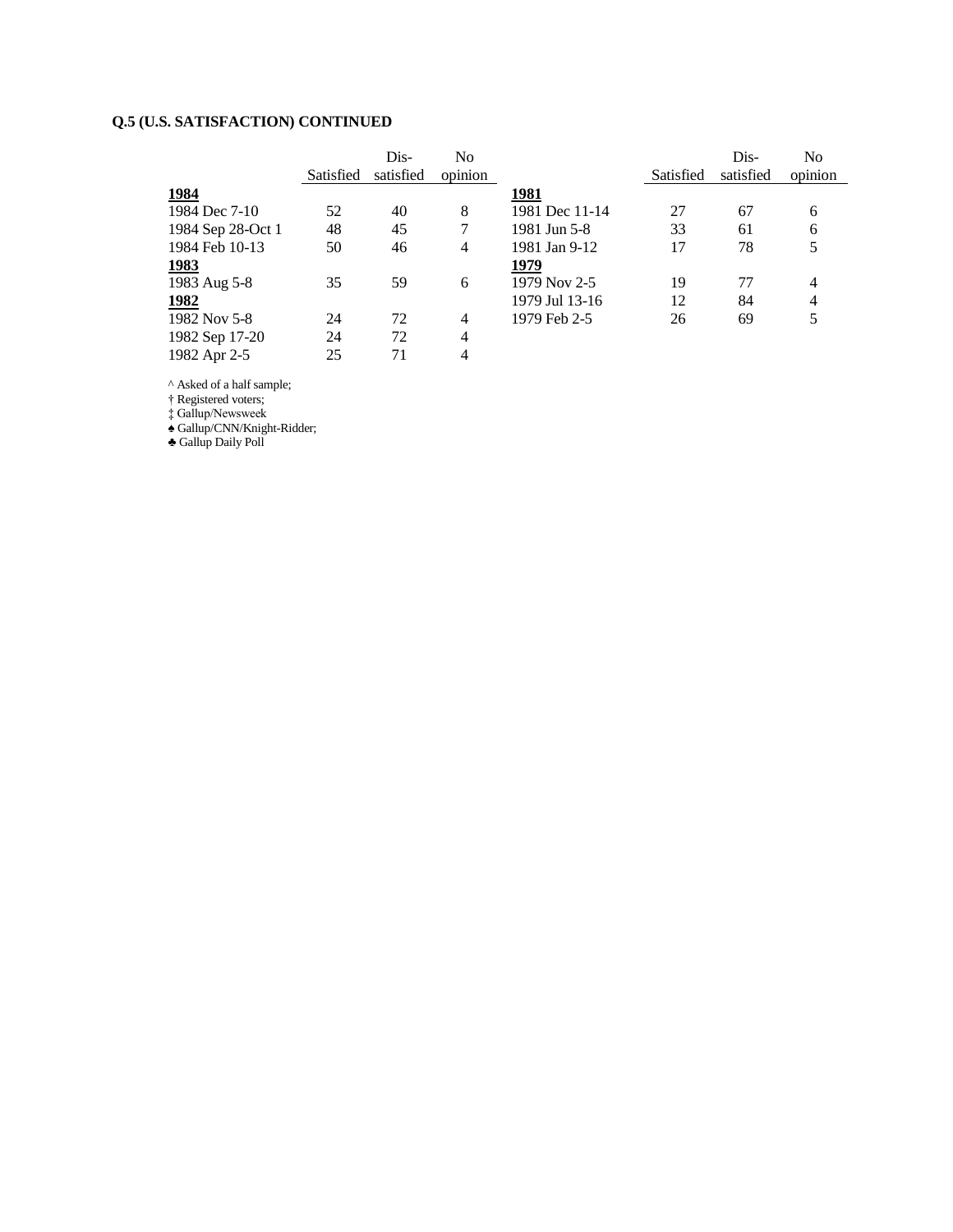**Q.5 (U.S. SATISFACTION) CONTINUED**

| | Satisfied | Dis-satisfied | No opinion |
|---|---|---|---|
| **1984** | | | |
| 1984 Dec 7-10 | 52 | 40 | 8 |
| 1984 Sep 28-Oct 1 | 48 | 45 | 7 |
| 1984 Feb 10-13 | 50 | 46 | 4 |
| **1983** | | | |
| 1983 Aug 5-8 | 35 | 59 | 6 |
| **1982** | | | |
| 1982 Nov 5-8 | 24 | 72 | 4 |
| 1982 Sep 17-20 | 24 | 72 | 4 |
| 1982 Apr 2-5 | 25 | 71 | 4 |
| **1981** | | | |
| 1981 Dec 11-14 | 27 | 67 | 6 |
| 1981 Jun 5-8 | 33 | 61 | 6 |
| 1981 Jan 9-12 | 17 | 78 | 5 |
| **1979** | | | |
| 1979 Nov 2-5 | 19 | 77 | 4 |
| 1979 Jul 13-16 | 12 | 84 | 4 |
| 1979 Feb 2-5 | 26 | 69 | 5 |

^ Asked of a half sample;
† Registered voters;
‡ Gallup/Newsweek
♠ Gallup/CNN/Knight-Ridder;
♣ Gallup Daily Poll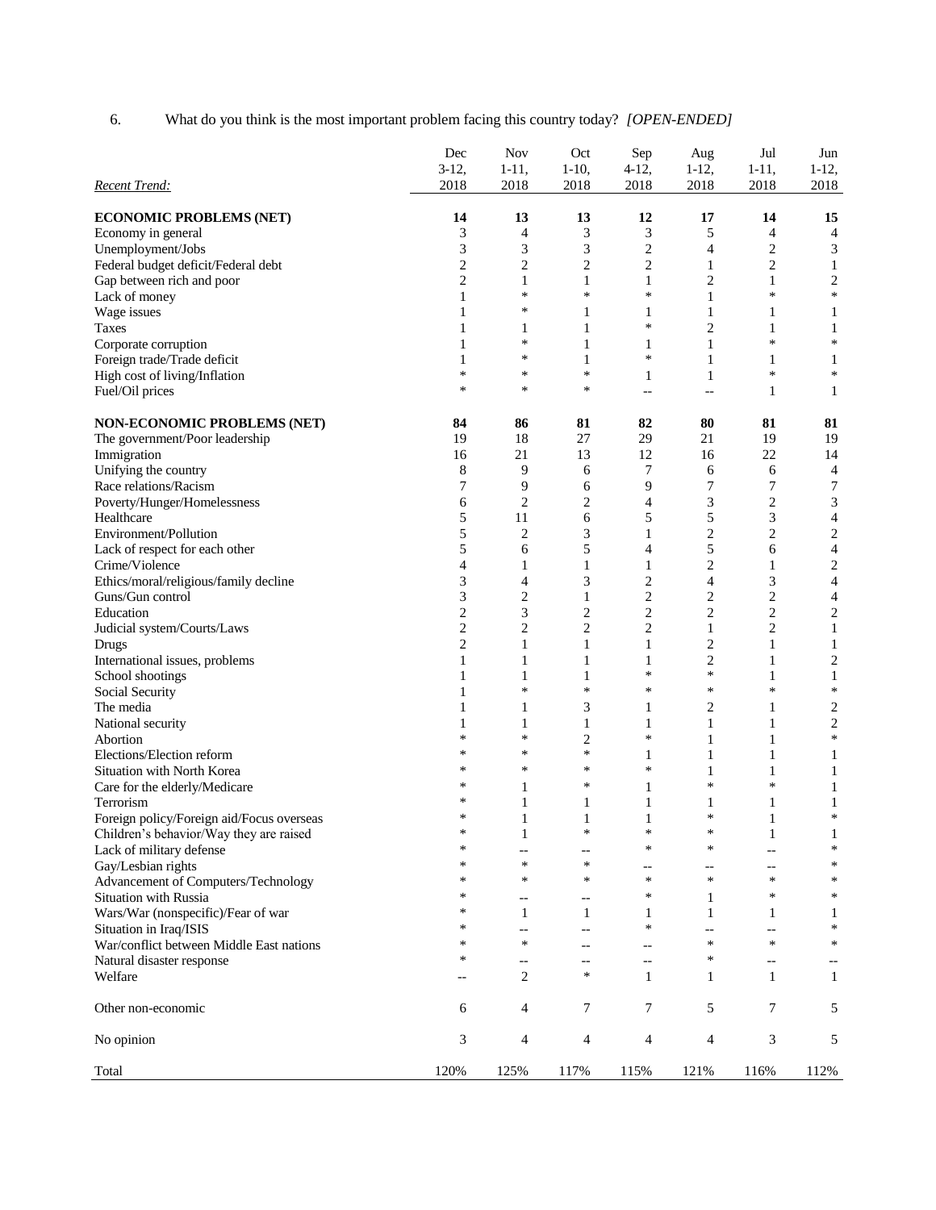6. What do you think is the most important problem facing this country today? *[OPEN-ENDED]*

| *Recent Trend:* | Dec 3-12, 2018 | Nov 1-11, 2018 | Oct 1-10, 2018 | Sep 4-12, 2018 | Aug 1-12, 2018 | Jul 1-11, 2018 | Jun 1-12, 2018 |
|---|---|---|---|---|---|---|---|
| **ECONOMIC PROBLEMS (NET)** | **14** | **13** | **13** | **12** | **17** | **14** | **15** |
| Economy in general | 3 | 4 | 3 | 3 | 5 | 4 | 4 |
| Unemployment/Jobs | 3 | 3 | 3 | 2 | 4 | 2 | 3 |
| Federal budget deficit/Federal debt | 2 | 2 | 2 | 2 | 1 | 2 | 1 |
| Gap between rich and poor | 2 | 1 | 1 | 1 | 2 | 1 | 2 |
| Lack of money | 1 | * | * | * | 1 | * | * |
| Wage issues | 1 | * | 1 | 1 | 1 | 1 | 1 |
| Taxes | 1 | 1 | 1 | * | 2 | 1 | 1 |
| Corporate corruption | 1 | * | 1 | 1 | 1 | * | * |
| Foreign trade/Trade deficit | 1 | * | 1 | * | 1 | 1 | 1 |
| High cost of living/Inflation | * | * | * | 1 | 1 | * | * |
| Fuel/Oil prices | * | * | * | -- | -- | 1 | 1 |
| | | | | | | | |
| **NON-ECONOMIC PROBLEMS (NET)** | **84** | **86** | **81** | **82** | **80** | **81** | **81** |
| The government/Poor leadership | 19 | 18 | 27 | 29 | 21 | 19 | 19 |
| Immigration | 16 | 21 | 13 | 12 | 16 | 22 | 14 |
| Unifying the country | 8 | 9 | 6 | 7 | 6 | 6 | 4 |
| Race relations/Racism | 7 | 9 | 6 | 9 | 7 | 7 | 7 |
| Poverty/Hunger/Homelessness | 6 | 2 | 2 | 4 | 3 | 2 | 3 |
| Healthcare | 5 | 11 | 6 | 5 | 5 | 3 | 4 |
| Environment/Pollution | 5 | 2 | 3 | 1 | 2 | 2 | 2 |
| Lack of respect for each other | 5 | 6 | 5 | 4 | 5 | 6 | 4 |
| Crime/Violence | 4 | 1 | 1 | 1 | 2 | 1 | 2 |
| Ethics/moral/religious/family decline | 3 | 4 | 3 | 2 | 4 | 3 | 4 |
| Guns/Gun control | 3 | 2 | 1 | 2 | 2 | 2 | 4 |
| Education | 2 | 3 | 2 | 2 | 2 | 2 | 2 |
| Judicial system/Courts/Laws | 2 | 2 | 2 | 2 | 1 | 2 | 1 |
| Drugs | 2 | 1 | 1 | 1 | 2 | 1 | 1 |
| International issues, problems | 1 | 1 | 1 | 1 | 2 | 1 | 2 |
| School shootings | 1 | 1 | 1 | * | * | 1 | 1 |
| Social Security | 1 | * | * | * | * | * | * |
| The media | 1 | 1 | 3 | 1 | 2 | 1 | 2 |
| National security | 1 | 1 | 1 | 1 | 1 | 1 | 2 |
| Abortion | * | * | 2 | * | 1 | 1 | * |
| Elections/Election reform | * | * | * | 1 | 1 | 1 | 1 |
| Situation with North Korea | * | * | * | * | 1 | 1 | 1 |
| Care for the elderly/Medicare | * | 1 | * | 1 | * | * | 1 |
| Terrorism | * | 1 | 1 | 1 | 1 | 1 | 1 |
| Foreign policy/Foreign aid/Focus overseas | * | 1 | 1 | 1 | * | 1 | * |
| Children's behavior/Way they are raised | * | 1 | * | * | * | 1 | 1 |
| Lack of military defense | * | -- | -- | * | * | -- | * |
| Gay/Lesbian rights | * | * | * | -- | -- | -- | * |
| Advancement of Computers/Technology | * | * | * | * | * | * | * |
| Situation with Russia | * | -- | -- | * | 1 | * | * |
| Wars/War (nonspecific)/Fear of war | * | 1 | 1 | 1 | 1 | 1 | 1 |
| Situation in Iraq/ISIS | * | -- | -- | * | -- | -- | * |
| War/conflict between Middle East nations | * | * | -- | -- | * | * | * |
| Natural disaster response | * | -- | -- | -- | * | -- | -- |
| Welfare | -- | 2 | * | 1 | 1 | 1 | 1 |
| | | | | | | | |
| Other non-economic | 6 | 4 | 7 | 7 | 5 | 7 | 5 |
| | | | | | | | |
| No opinion | 3 | 4 | 4 | 4 | 4 | 3 | 5 |
| | | | | | | | |
| Total | 120% | 125% | 117% | 115% | 121% | 116% | 112% |